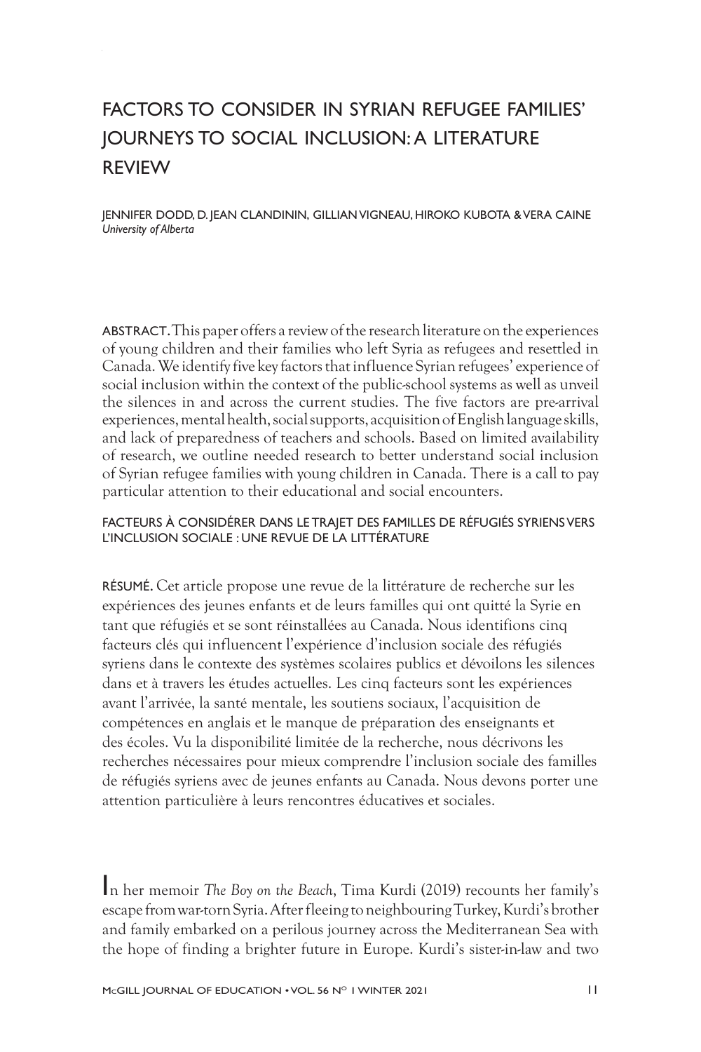# FACTORS TO CONSIDER IN SYRIAN REFUGEE FAMILIES' JOURNEYS TO SOCIAL INCLUSION: A LITERATURE REVIEW

JENNIFER DODD, D. JEAN CLANDININ, GILLIAN VIGNEAU, HIROKO KUBOTA & VERA CAINE
*University of Alberta*

ABSTRACT. This paper offers a review of the research literature on the experiences of young children and their families who left Syria as refugees and resettled in Canada. We identify five key factors that influence Syrian refugees' experience of social inclusion within the context of the public-school systems as well as unveil the silences in and across the current studies. The five factors are pre-arrival experiences, mental health, social supports, acquisition of English language skills, and lack of preparedness of teachers and schools. Based on limited availability of research, we outline needed research to better understand social inclusion of Syrian refugee families with young children in Canada. There is a call to pay particular attention to their educational and social encounters.

## FACTEURS À CONSIDÉRER DANS LE TRAJET DES FAMILLES DE RÉFUGIÉS SYRIENS VERS L'INCLUSION SOCIALE : UNE REVUE DE LA LITTÉRATURE

RÉSUMÉ. Cet article propose une revue de la littérature de recherche sur les expériences des jeunes enfants et de leurs familles qui ont quitté la Syrie en tant que réfugiés et se sont réinstallées au Canada. Nous identifions cinq facteurs clés qui influencent l'expérience d'inclusion sociale des réfugiés syriens dans le contexte des systèmes scolaires publics et dévoilons les silences dans et à travers les études actuelles. Les cinq facteurs sont les expériences avant l'arrivée, la santé mentale, les soutiens sociaux, l'acquisition de compétences en anglais et le manque de préparation des enseignants et des écoles. Vu la disponibilité limitée de la recherche, nous décrivons les recherches nécessaires pour mieux comprendre l'inclusion sociale des familles de réfugiés syriens avec de jeunes enfants au Canada. Nous devons porter une attention particulière à leurs rencontres éducatives et sociales.

In her memoir *The Boy on the Beach*, Tima Kurdi (2019) recounts her family's escape from war-torn Syria. After fleeing to neighbouring Turkey, Kurdi's brother and family embarked on a perilous journey across the Mediterranean Sea with the hope of finding a brighter future in Europe. Kurdi's sister-in-law and two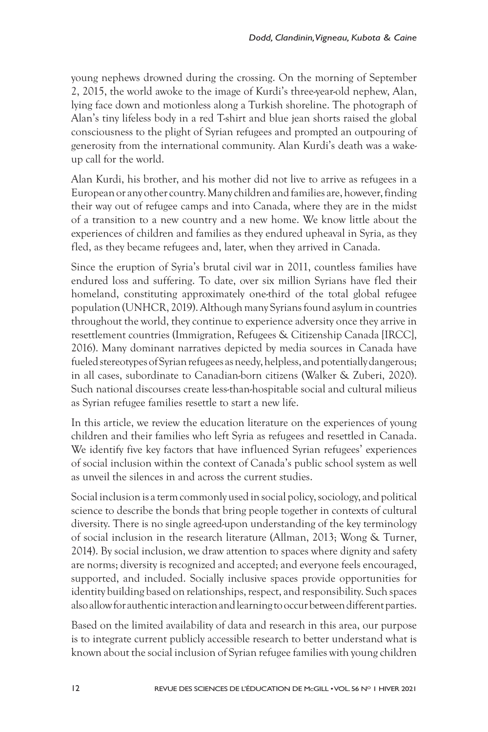young nephews drowned during the crossing. On the morning of September 2, 2015, the world awoke to the image of Kurdi's three-year-old nephew, Alan, lying face down and motionless along a Turkish shoreline. The photograph of Alan's tiny lifeless body in a red T-shirt and blue jean shorts raised the global consciousness to the plight of Syrian refugees and prompted an outpouring of generosity from the international community. Alan Kurdi's death was a wake-up call for the world.

Alan Kurdi, his brother, and his mother did not live to arrive as refugees in a European or any other country. Many children and families are, however, finding their way out of refugee camps and into Canada, where they are in the midst of a transition to a new country and a new home. We know little about the experiences of children and families as they endured upheaval in Syria, as they fled, as they became refugees and, later, when they arrived in Canada.

Since the eruption of Syria's brutal civil war in 2011, countless families have endured loss and suffering. To date, over six million Syrians have fled their homeland, constituting approximately one-third of the total global refugee population (UNHCR, 2019). Although many Syrians found asylum in countries throughout the world, they continue to experience adversity once they arrive in resettlement countries (Immigration, Refugees & Citizenship Canada [IRCC], 2016). Many dominant narratives depicted by media sources in Canada have fueled stereotypes of Syrian refugees as needy, helpless, and potentially dangerous; in all cases, subordinate to Canadian-born citizens (Walker & Zuberi, 2020). Such national discourses create less-than-hospitable social and cultural milieus as Syrian refugee families resettle to start a new life.

In this article, we review the education literature on the experiences of young children and their families who left Syria as refugees and resettled in Canada. We identify five key factors that have influenced Syrian refugees' experiences of social inclusion within the context of Canada's public school system as well as unveil the silences in and across the current studies.

Social inclusion is a term commonly used in social policy, sociology, and political science to describe the bonds that bring people together in contexts of cultural diversity. There is no single agreed-upon understanding of the key terminology of social inclusion in the research literature (Allman, 2013; Wong & Turner, 2014). By social inclusion, we draw attention to spaces where dignity and safety are norms; diversity is recognized and accepted; and everyone feels encouraged, supported, and included. Socially inclusive spaces provide opportunities for identity building based on relationships, respect, and responsibility. Such spaces also allow for authentic interaction and learning to occur between different parties.

Based on the limited availability of data and research in this area, our purpose is to integrate current publicly accessible research to better understand what is known about the social inclusion of Syrian refugee families with young children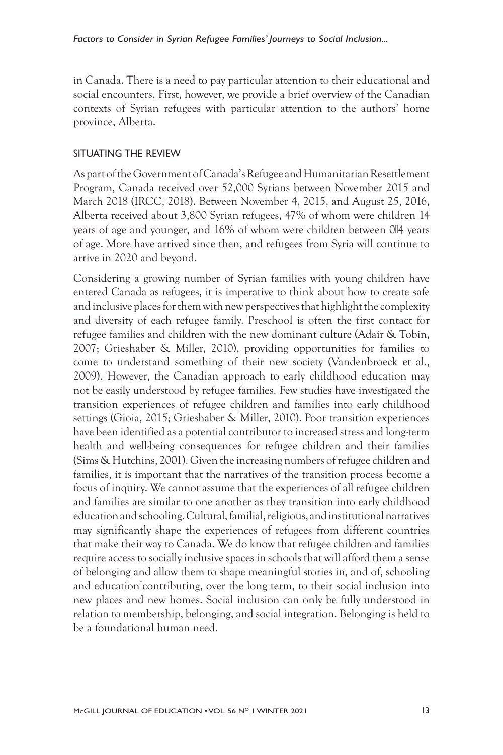in Canada. There is a need to pay particular attention to their educational and social encounters. First, however, we provide a brief overview of the Canadian contexts of Syrian refugees with particular attention to the authors' home province, Alberta.

## SITUATING THE REVIEW

As part of the Government of Canada's Refugee and Humanitarian Resettlement Program, Canada received over 52,000 Syrians between November 2015 and March 2018 (IRCC, 2018). Between November 4, 2015, and August 25, 2016, Alberta received about 3,800 Syrian refugees, 47% of whom were children 14 years of age and younger, and 16% of whom were children between 0–4 years of age. More have arrived since then, and refugees from Syria will continue to arrive in 2020 and beyond.

Considering a growing number of Syrian families with young children have entered Canada as refugees, it is imperative to think about how to create safe and inclusive places for them with new perspectives that highlight the complexity and diversity of each refugee family. Preschool is often the first contact for refugee families and children with the new dominant culture (Adair & Tobin, 2007; Grieshaber & Miller, 2010), providing opportunities for families to come to understand something of their new society (Vandenbroeck et al., 2009). However, the Canadian approach to early childhood education may not be easily understood by refugee families. Few studies have investigated the transition experiences of refugee children and families into early childhood settings (Gioia, 2015; Grieshaber & Miller, 2010). Poor transition experiences have been identified as a potential contributor to increased stress and long-term health and well-being consequences for refugee children and their families (Sims & Hutchins, 2001). Given the increasing numbers of refugee children and families, it is important that the narratives of the transition process become a focus of inquiry. We cannot assume that the experiences of all refugee children and families are similar to one another as they transition into early childhood education and schooling. Cultural, familial, religious, and institutional narratives may significantly shape the experiences of refugees from different countries that make their way to Canada. We do know that refugee children and families require access to socially inclusive spaces in schools that will afford them a sense of belonging and allow them to shape meaningful stories in, and of, schooling and education—contributing, over the long term, to their social inclusion into new places and new homes. Social inclusion can only be fully understood in relation to membership, belonging, and social integration. Belonging is held to be a foundational human need.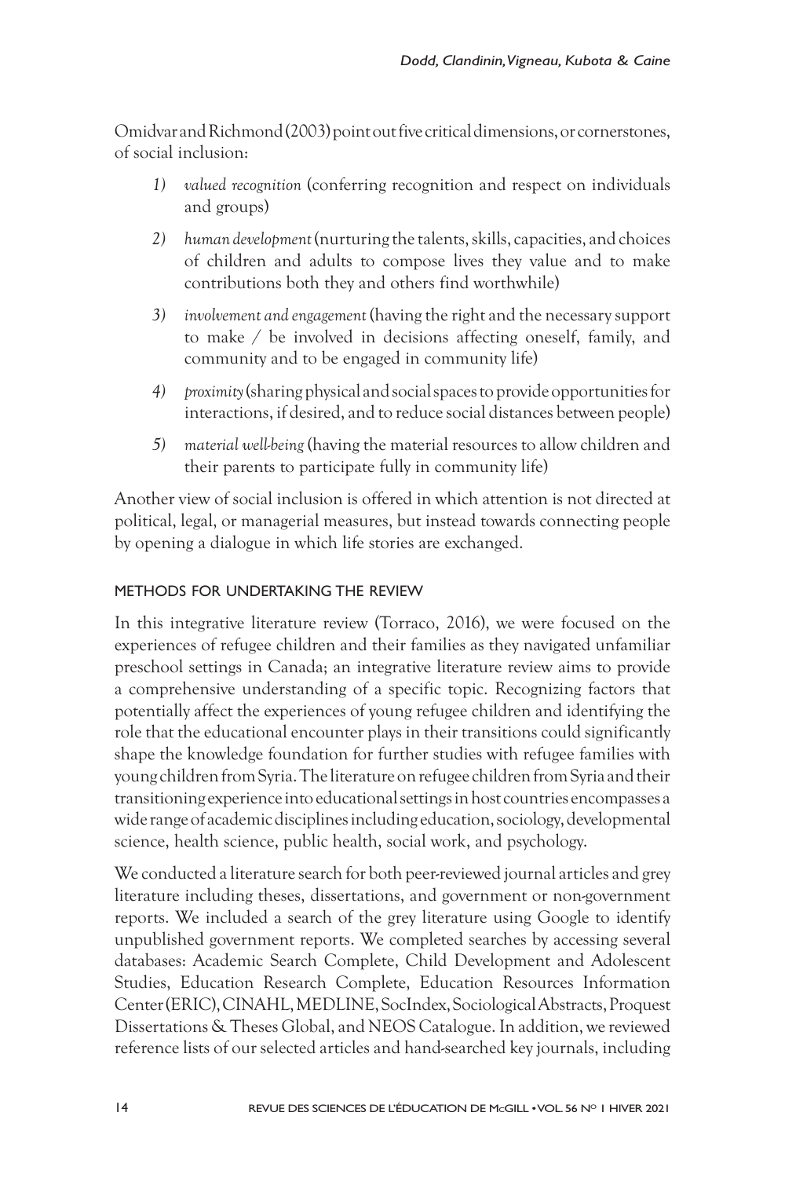Omidvar and Richmond (2003) point out five critical dimensions, or cornerstones, of social inclusion:

1) *valued recognition* (conferring recognition and respect on individuals and groups)
2) *human development* (nurturing the talents, skills, capacities, and choices of children and adults to compose lives they value and to make contributions both they and others find worthwhile)
3) *involvement and engagement* (having the right and the necessary support to make / be involved in decisions affecting oneself, family, and community and to be engaged in community life)
4) *proximity* (sharing physical and social spaces to provide opportunities for interactions, if desired, and to reduce social distances between people)
5) *material well-being* (having the material resources to allow children and their parents to participate fully in community life)

Another view of social inclusion is offered in which attention is not directed at political, legal, or managerial measures, but instead towards connecting people by opening a dialogue in which life stories are exchanged.

## METHODS FOR UNDERTAKING THE REVIEW

In this integrative literature review (Torraco, 2016), we were focused on the experiences of refugee children and their families as they navigated unfamiliar preschool settings in Canada; an integrative literature review aims to provide a comprehensive understanding of a specific topic. Recognizing factors that potentially affect the experiences of young refugee children and identifying the role that the educational encounter plays in their transitions could significantly shape the knowledge foundation for further studies with refugee families with young children from Syria. The literature on refugee children from Syria and their transitioning experience into educational settings in host countries encompasses a wide range of academic disciplines including education, sociology, developmental science, health science, public health, social work, and psychology.

We conducted a literature search for both peer-reviewed journal articles and grey literature including theses, dissertations, and government or non-government reports. We included a search of the grey literature using Google to identify unpublished government reports. We completed searches by accessing several databases: Academic Search Complete, Child Development and Adolescent Studies, Education Research Complete, Education Resources Information Center (ERIC), CINAHL, MEDLINE, SocIndex, Sociological Abstracts, Proquest Dissertations & Theses Global, and NEOS Catalogue. In addition, we reviewed reference lists of our selected articles and hand-searched key journals, including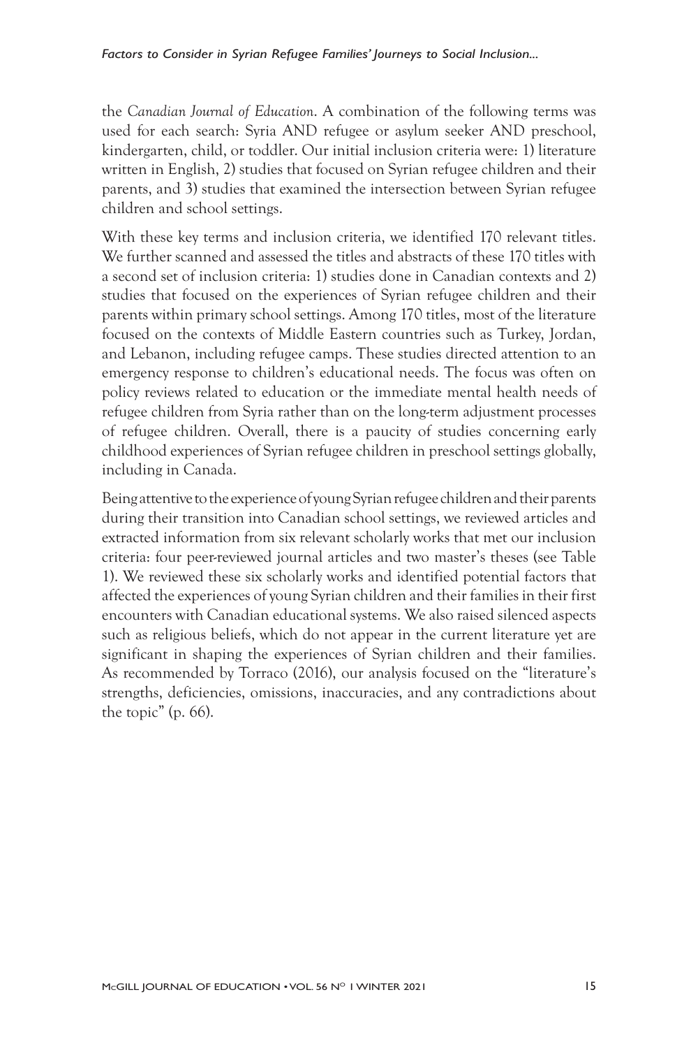the *Canadian Journal of Education*. A combination of the following terms was used for each search: Syria AND refugee or asylum seeker AND preschool, kindergarten, child, or toddler. Our initial inclusion criteria were: 1) literature written in English, 2) studies that focused on Syrian refugee children and their parents, and 3) studies that examined the intersection between Syrian refugee children and school settings.

With these key terms and inclusion criteria, we identified 170 relevant titles. We further scanned and assessed the titles and abstracts of these 170 titles with a second set of inclusion criteria: 1) studies done in Canadian contexts and 2) studies that focused on the experiences of Syrian refugee children and their parents within primary school settings. Among 170 titles, most of the literature focused on the contexts of Middle Eastern countries such as Turkey, Jordan, and Lebanon, including refugee camps. These studies directed attention to an emergency response to children's educational needs. The focus was often on policy reviews related to education or the immediate mental health needs of refugee children from Syria rather than on the long-term adjustment processes of refugee children. Overall, there is a paucity of studies concerning early childhood experiences of Syrian refugee children in preschool settings globally, including in Canada.

Being attentive to the experience of young Syrian refugee children and their parents during their transition into Canadian school settings, we reviewed articles and extracted information from six relevant scholarly works that met our inclusion criteria: four peer-reviewed journal articles and two master's theses (see Table 1). We reviewed these six scholarly works and identified potential factors that affected the experiences of young Syrian children and their families in their first encounters with Canadian educational systems. We also raised silenced aspects such as religious beliefs, which do not appear in the current literature yet are significant in shaping the experiences of Syrian children and their families. As recommended by Torraco (2016), our analysis focused on the "literature's strengths, deficiencies, omissions, inaccuracies, and any contradictions about the topic" (p. 66).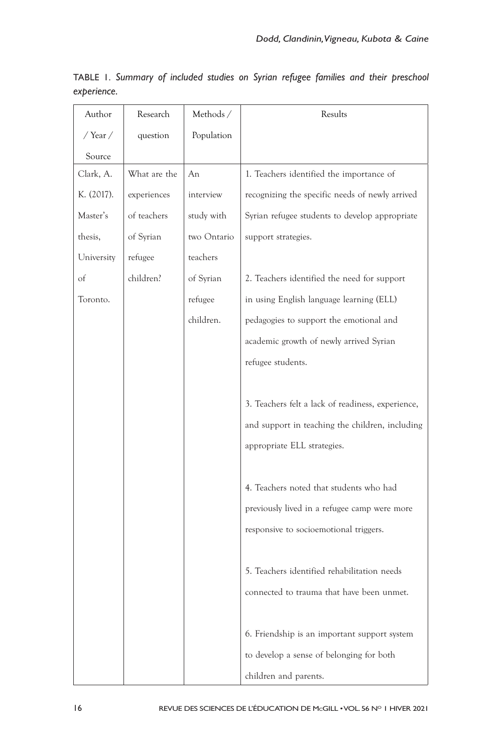TABLE 1. *Summary of included studies on Syrian refugee families and their preschool experience.*

| Author / Year / Source | Research question | Methods / Population | Results |
|---|---|---|---|
| Clark, A. K. (2017). Master's thesis, University of Toronto. | What are the experiences of teachers of Syrian refugee children? | An interview study with two Ontario teachers of Syrian refugee children. | 1. Teachers identified the importance of recognizing the specific needs of newly arrived Syrian refugee students to develop appropriate support strategies.<br><br>2. Teachers identified the need for support in using English language learning (ELL) pedagogies to support the emotional and academic growth of newly arrived Syrian refugee students.<br><br>3. Teachers felt a lack of readiness, experience, and support in teaching the children, including appropriate ELL strategies.<br><br>4. Teachers noted that students who had previously lived in a refugee camp were more responsive to socioemotional triggers.<br><br>5. Teachers identified rehabilitation needs connected to trauma that have been unmet.<br><br>6. Friendship is an important support system to develop a sense of belonging for both children and parents. |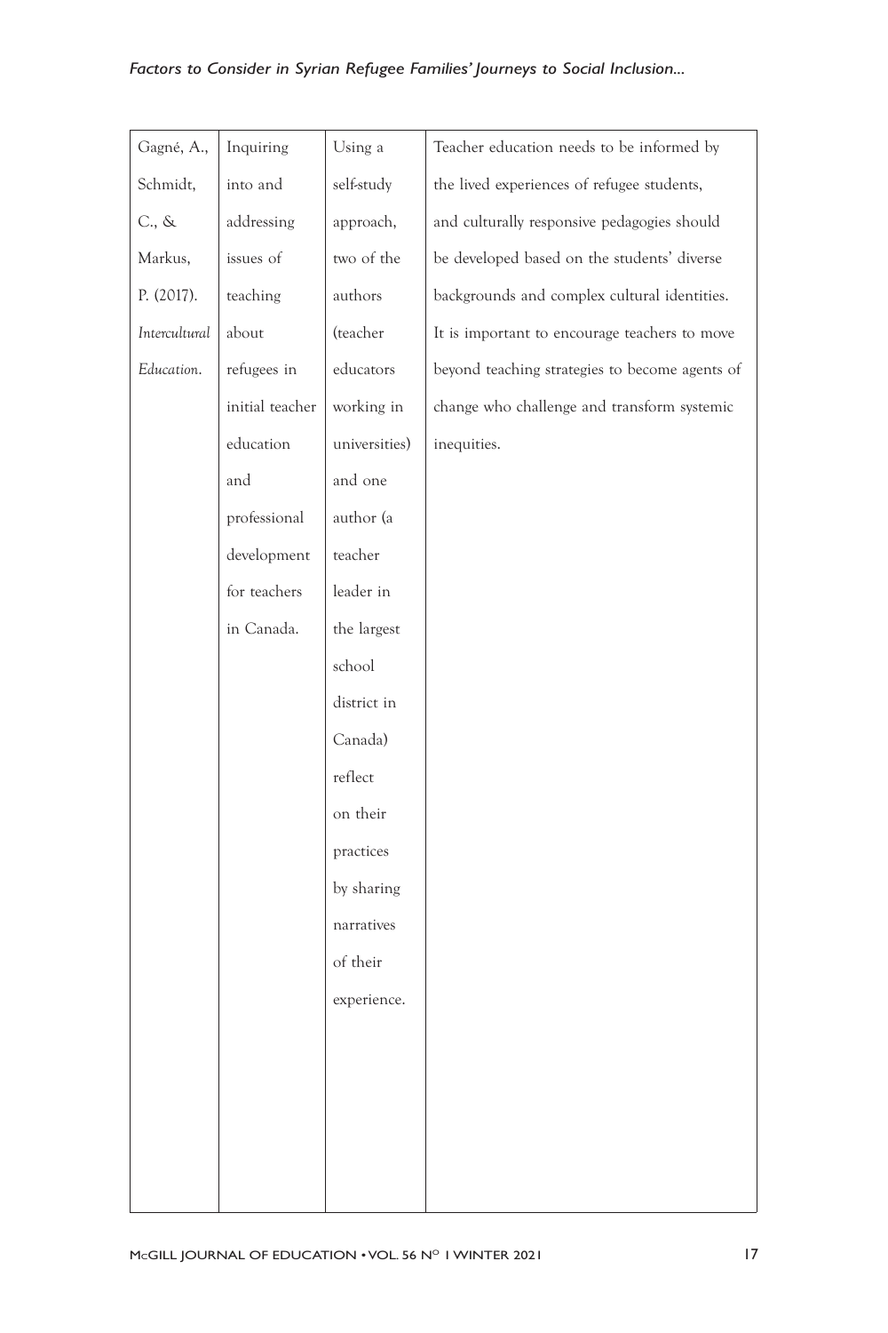| Gagné, A., Schmidt, C., & Markus, P. (2017). *Intercultural Education*. | Inquiring into and addressing issues of teaching about refugees in initial teacher education and professional development for teachers in Canada. | Using a self-study approach, two of the authors (teacher educators working in universities) and one author (a teacher leader in the largest school district in Canada) reflect on their practices by sharing narratives of their experience. | Teacher education needs to be informed by the lived experiences of refugee students, and culturally responsive pedagogies should be developed based on the students' diverse backgrounds and complex cultural identities. It is important to encourage teachers to move beyond teaching strategies to become agents of change who challenge and transform systemic inequities. |
|---|---|---|---|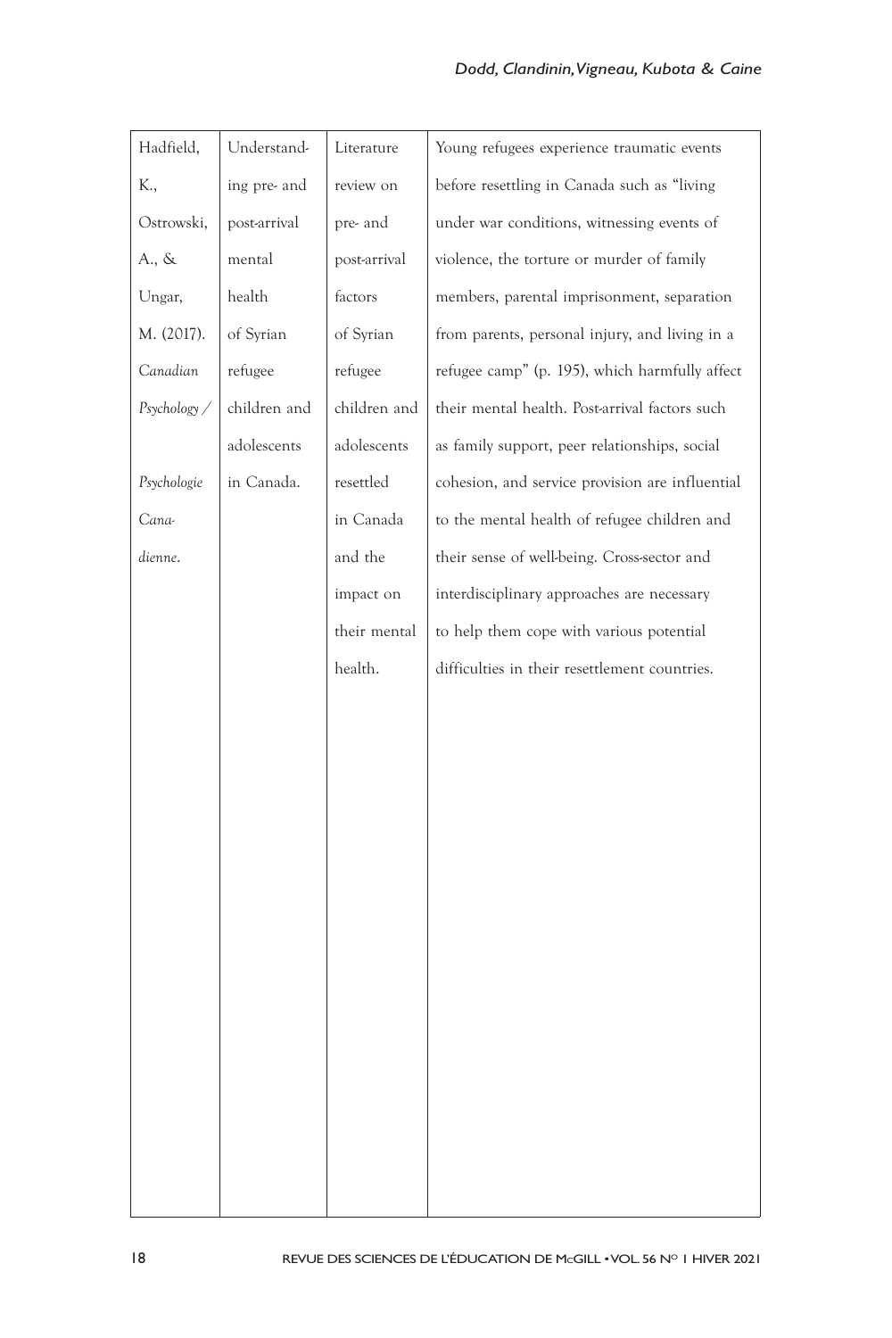| Hadfield, K., Ostrowski, A., & Ungar, M. (2017). *Canadian Psychology / Psychologie Canadienne*. | Understanding pre- and post-arrival mental health of Syrian refugee children and adolescents in Canada. | Literature review on pre- and post-arrival factors of Syrian refugee children and adolescents resettled in Canada and the impact on their mental health. | Young refugees experience traumatic events before resettling in Canada such as "living under war conditions, witnessing events of violence, the torture or murder of family members, parental imprisonment, separation from parents, personal injury, and living in a refugee camp" (p. 195), which harmfully affect their mental health. Post-arrival factors such as family support, peer relationships, social cohesion, and service provision are influential to the mental health of refugee children and their sense of well-being. Cross-sector and interdisciplinary approaches are necessary to help them cope with various potential difficulties in their resettlement countries. |
|---|---|---|---|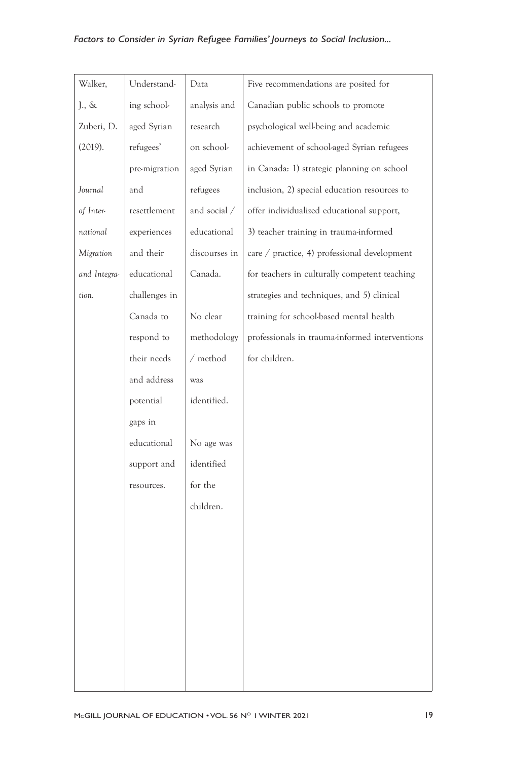| | | | |
|---|---|---|---|
| Walker, J., & Zuberi, D. (2019). *Journal of International Migration and Integration.* | Understanding school-aged Syrian refugees' pre-migration and resettlement experiences and their educational challenges in Canada to respond to their needs and address potential gaps in educational support and resources. | Data analysis and research on school-aged Syrian refugees and social / educational discourses in Canada.<br><br>No clear methodology / method was identified.<br><br>No age was identified for the children. | Five recommendations are posited for Canadian public schools to promote psychological well-being and academic achievement of school-aged Syrian refugees in Canada: 1) strategic planning on school inclusion, 2) special education resources to offer individualized educational support, 3) teacher training in trauma-informed care / practice, 4) professional development for teachers in culturally competent teaching strategies and techniques, and 5) clinical training for school-based mental health professionals in trauma-informed interventions for children. |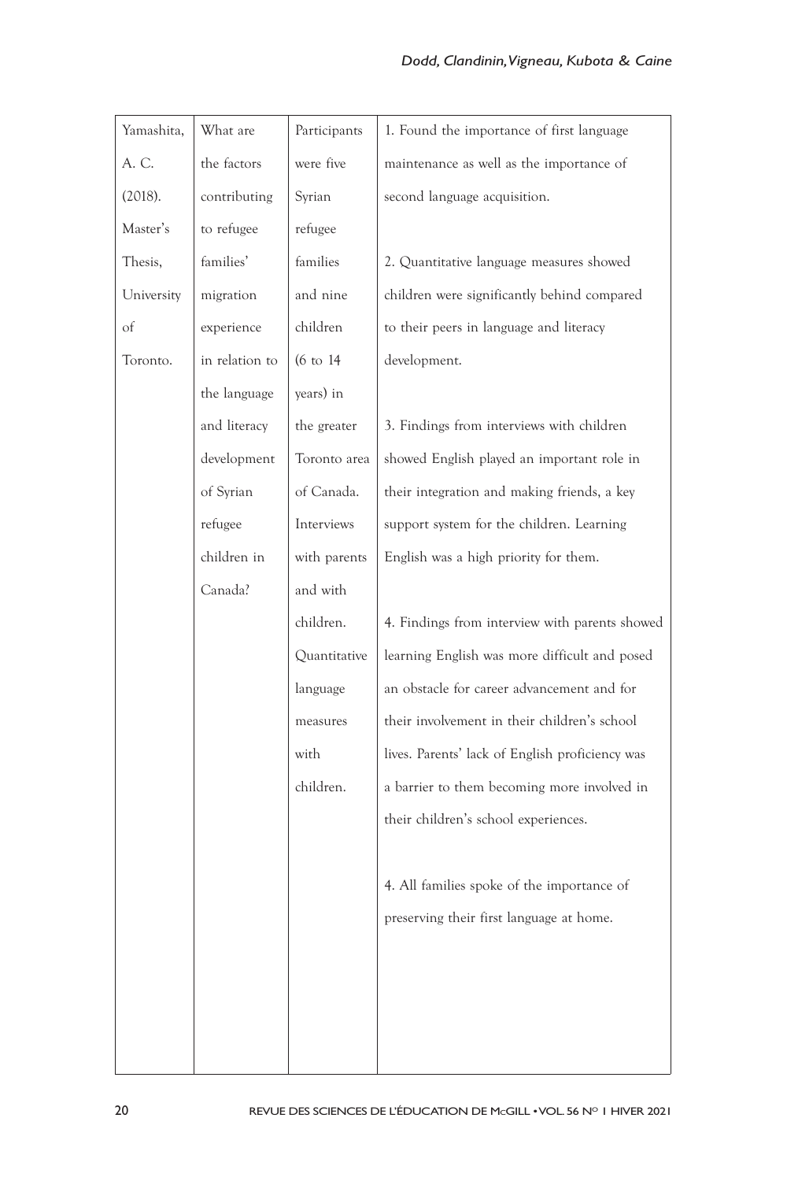| Yamashita, A. C. (2018). Master's Thesis, University of Toronto. | What are the factors contributing to refugee families' migration experience in relation to the language and literacy development of Syrian refugee children in Canada? | Participants were five Syrian refugee families and nine children (6 to 14 years) in the greater Toronto area of Canada. Interviews with parents and with children. Quantitative language measures with children. | 1. Found the importance of first language maintenance as well as the importance of second language acquisition.<br><br>2. Quantitative language measures showed children were significantly behind compared to their peers in language and literacy development.<br><br>3. Findings from interviews with children showed English played an important role in their integration and making friends, a key support system for the children. Learning English was a high priority for them.<br><br>4. Findings from interview with parents showed learning English was more difficult and posed an obstacle for career advancement and for their involvement in their children's school lives. Parents' lack of English proficiency was a barrier to them becoming more involved in their children's school experiences.<br><br>4. All families spoke of the importance of preserving their first language at home. |
|---|---|---|---|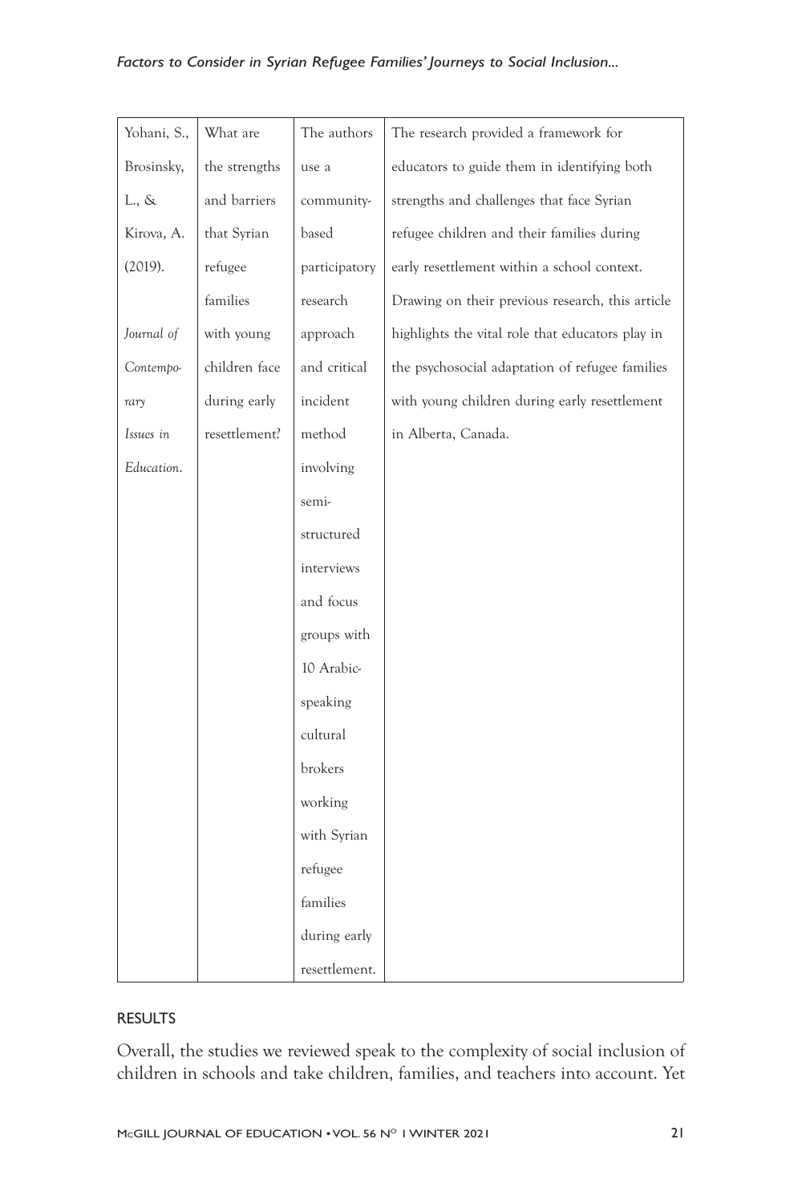| Yohani, S., Brosinsky, L., & Kirova, A. (2019). *Journal of Contemporary Issues in Education*. | What are the strengths and barriers that Syrian refugee families with young children face during early resettlement? | The authors use a community-based participatory research approach and critical incident method involving semi-structured interviews and focus groups with 10 Arabic-speaking cultural brokers working with Syrian refugee families during early resettlement. | The research provided a framework for educators to guide them in identifying both strengths and challenges that face Syrian refugee children and their families during early resettlement within a school context. Drawing on their previous research, this article highlights the vital role that educators play in the psychosocial adaptation of refugee families with young children during early resettlement in Alberta, Canada. |
|---|---|---|---|

## RESULTS

Overall, the studies we reviewed speak to the complexity of social inclusion of children in schools and take children, families, and teachers into account. Yet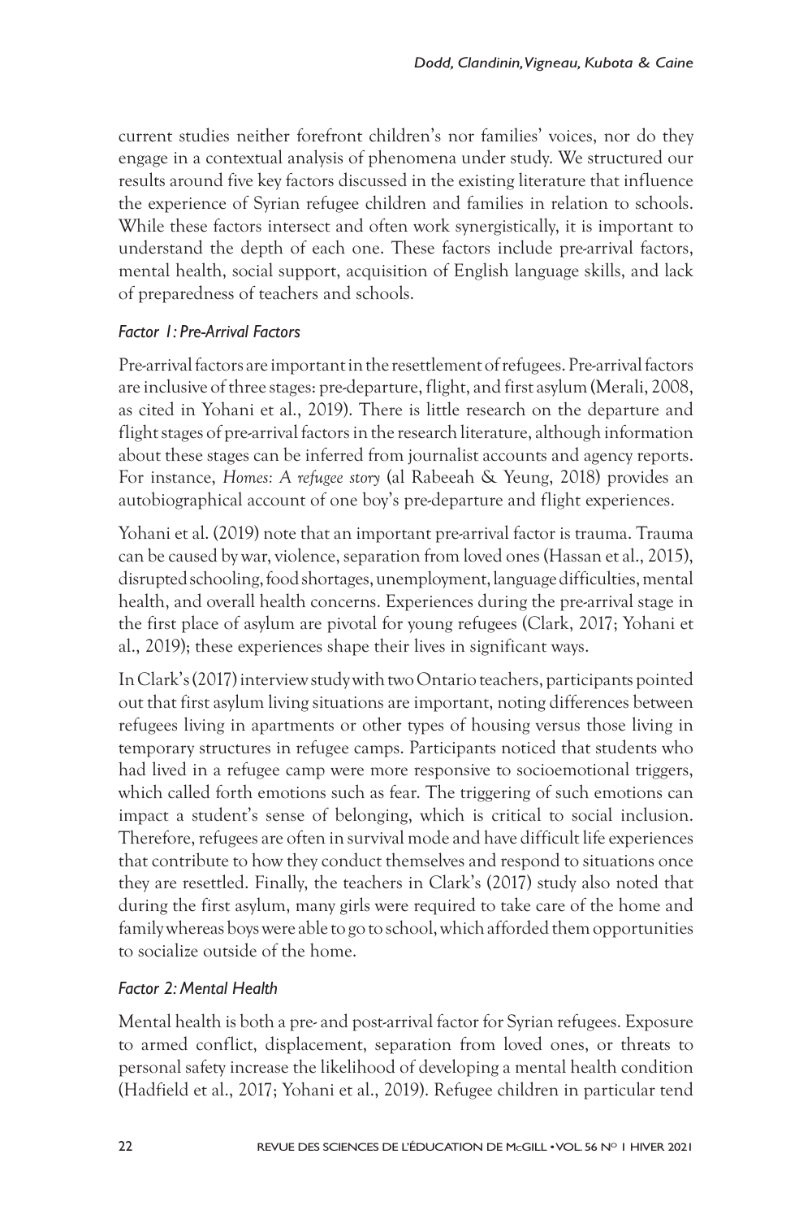current studies neither forefront children's nor families' voices, nor do they engage in a contextual analysis of phenomena under study. We structured our results around five key factors discussed in the existing literature that influence the experience of Syrian refugee children and families in relation to schools. While these factors intersect and often work synergistically, it is important to understand the depth of each one. These factors include pre-arrival factors, mental health, social support, acquisition of English language skills, and lack of preparedness of teachers and schools.

### *Factor 1: Pre-Arrival Factors*

Pre-arrival factors are important in the resettlement of refugees. Pre-arrival factors are inclusive of three stages: pre-departure, flight, and first asylum (Merali, 2008, as cited in Yohani et al., 2019). There is little research on the departure and flight stages of pre-arrival factors in the research literature, although information about these stages can be inferred from journalist accounts and agency reports. For instance, *Homes: A refugee story* (al Rabeeah & Yeung, 2018) provides an autobiographical account of one boy's pre-departure and flight experiences.

Yohani et al. (2019) note that an important pre-arrival factor is trauma. Trauma can be caused by war, violence, separation from loved ones (Hassan et al., 2015), disrupted schooling, food shortages, unemployment, language difficulties, mental health, and overall health concerns. Experiences during the pre-arrival stage in the first place of asylum are pivotal for young refugees (Clark, 2017; Yohani et al., 2019); these experiences shape their lives in significant ways.

In Clark's (2017) interview study with two Ontario teachers, participants pointed out that first asylum living situations are important, noting differences between refugees living in apartments or other types of housing versus those living in temporary structures in refugee camps. Participants noticed that students who had lived in a refugee camp were more responsive to socioemotional triggers, which called forth emotions such as fear. The triggering of such emotions can impact a student's sense of belonging, which is critical to social inclusion. Therefore, refugees are often in survival mode and have difficult life experiences that contribute to how they conduct themselves and respond to situations once they are resettled. Finally, the teachers in Clark's (2017) study also noted that during the first asylum, many girls were required to take care of the home and family whereas boys were able to go to school, which afforded them opportunities to socialize outside of the home.

### *Factor 2: Mental Health*

Mental health is both a pre- and post-arrival factor for Syrian refugees. Exposure to armed conflict, displacement, separation from loved ones, or threats to personal safety increase the likelihood of developing a mental health condition (Hadfield et al., 2017; Yohani et al., 2019). Refugee children in particular tend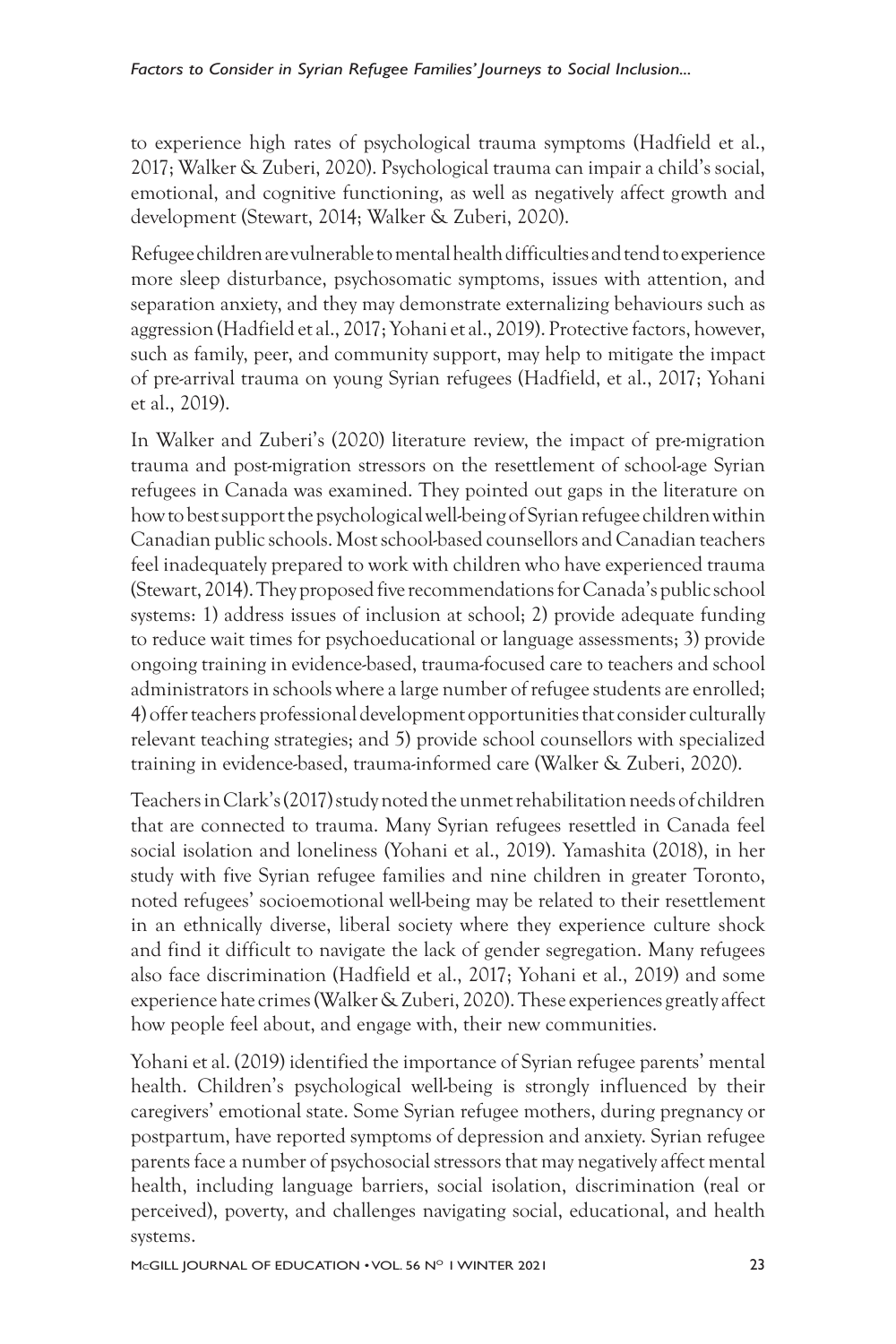to experience high rates of psychological trauma symptoms (Hadfield et al., 2017; Walker & Zuberi, 2020). Psychological trauma can impair a child's social, emotional, and cognitive functioning, as well as negatively affect growth and development (Stewart, 2014; Walker & Zuberi, 2020).

Refugee children are vulnerable to mental health difficulties and tend to experience more sleep disturbance, psychosomatic symptoms, issues with attention, and separation anxiety, and they may demonstrate externalizing behaviours such as aggression (Hadfield et al., 2017; Yohani et al., 2019). Protective factors, however, such as family, peer, and community support, may help to mitigate the impact of pre-arrival trauma on young Syrian refugees (Hadfield, et al., 2017; Yohani et al., 2019).

In Walker and Zuberi's (2020) literature review, the impact of pre-migration trauma and post-migration stressors on the resettlement of school-age Syrian refugees in Canada was examined. They pointed out gaps in the literature on how to best support the psychological well-being of Syrian refugee children within Canadian public schools. Most school-based counsellors and Canadian teachers feel inadequately prepared to work with children who have experienced trauma (Stewart, 2014). They proposed five recommendations for Canada's public school systems: 1) address issues of inclusion at school; 2) provide adequate funding to reduce wait times for psychoeducational or language assessments; 3) provide ongoing training in evidence-based, trauma-focused care to teachers and school administrators in schools where a large number of refugee students are enrolled; 4) offer teachers professional development opportunities that consider culturally relevant teaching strategies; and 5) provide school counsellors with specialized training in evidence-based, trauma-informed care (Walker & Zuberi, 2020).

Teachers in Clark's (2017) study noted the unmet rehabilitation needs of children that are connected to trauma. Many Syrian refugees resettled in Canada feel social isolation and loneliness (Yohani et al., 2019). Yamashita (2018), in her study with five Syrian refugee families and nine children in greater Toronto, noted refugees' socioemotional well-being may be related to their resettlement in an ethnically diverse, liberal society where they experience culture shock and find it difficult to navigate the lack of gender segregation. Many refugees also face discrimination (Hadfield et al., 2017; Yohani et al., 2019) and some experience hate crimes (Walker & Zuberi, 2020). These experiences greatly affect how people feel about, and engage with, their new communities.

Yohani et al. (2019) identified the importance of Syrian refugee parents' mental health. Children's psychological well-being is strongly influenced by their caregivers' emotional state. Some Syrian refugee mothers, during pregnancy or postpartum, have reported symptoms of depression and anxiety. Syrian refugee parents face a number of psychosocial stressors that may negatively affect mental health, including language barriers, social isolation, discrimination (real or perceived), poverty, and challenges navigating social, educational, and health systems.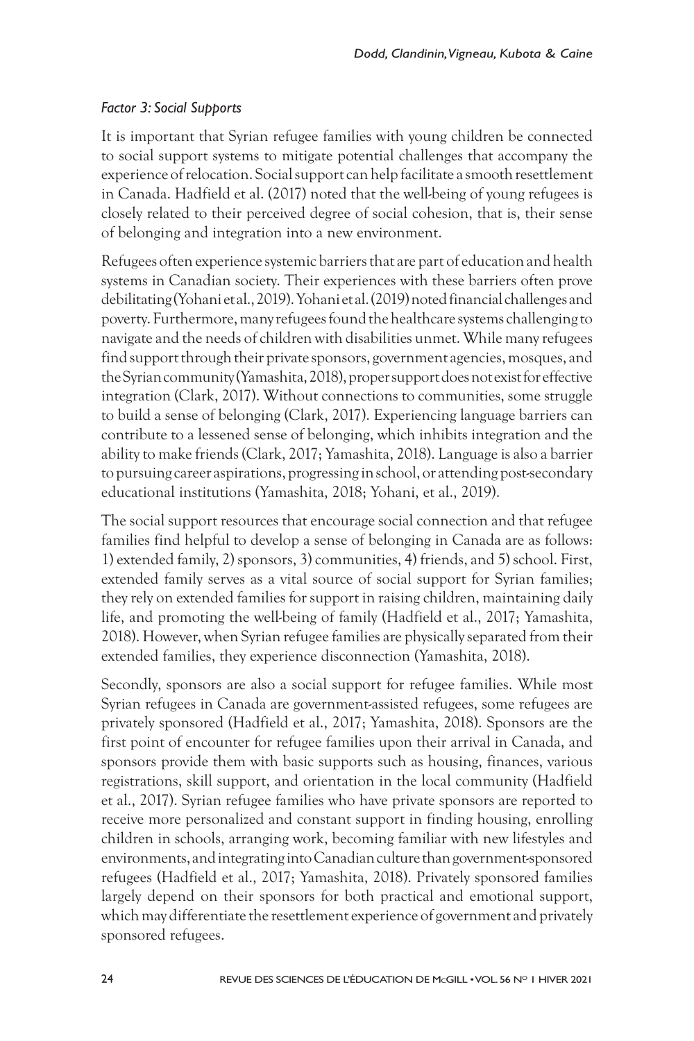### *Factor 3: Social Supports*

It is important that Syrian refugee families with young children be connected to social support systems to mitigate potential challenges that accompany the experience of relocation. Social support can help facilitate a smooth resettlement in Canada. Hadfield et al. (2017) noted that the well-being of young refugees is closely related to their perceived degree of social cohesion, that is, their sense of belonging and integration into a new environment.

Refugees often experience systemic barriers that are part of education and health systems in Canadian society. Their experiences with these barriers often prove debilitating (Yohani et al., 2019). Yohani et al. (2019) noted financial challenges and poverty. Furthermore, many refugees found the healthcare systems challenging to navigate and the needs of children with disabilities unmet. While many refugees find support through their private sponsors, government agencies, mosques, and the Syrian community (Yamashita, 2018), proper support does not exist for effective integration (Clark, 2017). Without connections to communities, some struggle to build a sense of belonging (Clark, 2017). Experiencing language barriers can contribute to a lessened sense of belonging, which inhibits integration and the ability to make friends (Clark, 2017; Yamashita, 2018). Language is also a barrier to pursuing career aspirations, progressing in school, or attending post-secondary educational institutions (Yamashita, 2018; Yohani, et al., 2019).

The social support resources that encourage social connection and that refugee families find helpful to develop a sense of belonging in Canada are as follows: 1) extended family, 2) sponsors, 3) communities, 4) friends, and 5) school. First, extended family serves as a vital source of social support for Syrian families; they rely on extended families for support in raising children, maintaining daily life, and promoting the well-being of family (Hadfield et al., 2017; Yamashita, 2018). However, when Syrian refugee families are physically separated from their extended families, they experience disconnection (Yamashita, 2018).

Secondly, sponsors are also a social support for refugee families. While most Syrian refugees in Canada are government-assisted refugees, some refugees are privately sponsored (Hadfield et al., 2017; Yamashita, 2018). Sponsors are the first point of encounter for refugee families upon their arrival in Canada, and sponsors provide them with basic supports such as housing, finances, various registrations, skill support, and orientation in the local community (Hadfield et al., 2017). Syrian refugee families who have private sponsors are reported to receive more personalized and constant support in finding housing, enrolling children in schools, arranging work, becoming familiar with new lifestyles and environments, and integrating into Canadian culture than government-sponsored refugees (Hadfield et al., 2017; Yamashita, 2018). Privately sponsored families largely depend on their sponsors for both practical and emotional support, which may differentiate the resettlement experience of government and privately sponsored refugees.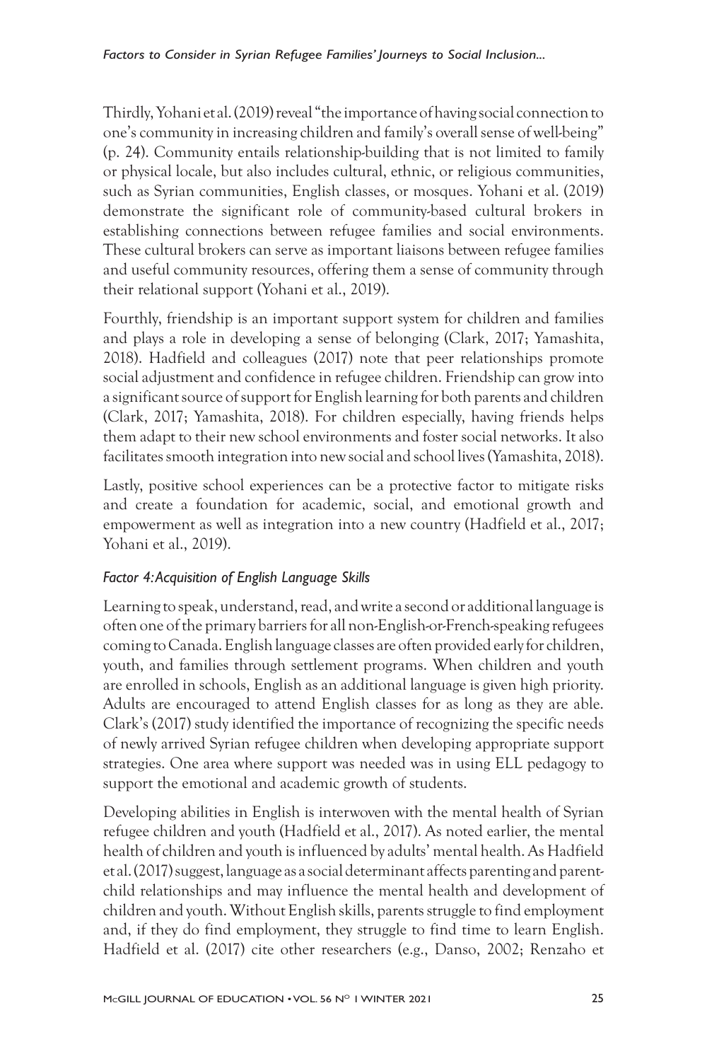Thirdly, Yohani et al. (2019) reveal "the importance of having social connection to one's community in increasing children and family's overall sense of well-being" (p. 24). Community entails relationship-building that is not limited to family or physical locale, but also includes cultural, ethnic, or religious communities, such as Syrian communities, English classes, or mosques. Yohani et al. (2019) demonstrate the significant role of community-based cultural brokers in establishing connections between refugee families and social environments. These cultural brokers can serve as important liaisons between refugee families and useful community resources, offering them a sense of community through their relational support (Yohani et al., 2019).

Fourthly, friendship is an important support system for children and families and plays a role in developing a sense of belonging (Clark, 2017; Yamashita, 2018). Hadfield and colleagues (2017) note that peer relationships promote social adjustment and confidence in refugee children. Friendship can grow into a significant source of support for English learning for both parents and children (Clark, 2017; Yamashita, 2018). For children especially, having friends helps them adapt to their new school environments and foster social networks. It also facilitates smooth integration into new social and school lives (Yamashita, 2018).

Lastly, positive school experiences can be a protective factor to mitigate risks and create a foundation for academic, social, and emotional growth and empowerment as well as integration into a new country (Hadfield et al., 2017; Yohani et al., 2019).

### *Factor 4: Acquisition of English Language Skills*

Learning to speak, understand, read, and write a second or additional language is often one of the primary barriers for all non-English-or-French-speaking refugees coming to Canada. English language classes are often provided early for children, youth, and families through settlement programs. When children and youth are enrolled in schools, English as an additional language is given high priority. Adults are encouraged to attend English classes for as long as they are able. Clark's (2017) study identified the importance of recognizing the specific needs of newly arrived Syrian refugee children when developing appropriate support strategies. One area where support was needed was in using ELL pedagogy to support the emotional and academic growth of students.

Developing abilities in English is interwoven with the mental health of Syrian refugee children and youth (Hadfield et al., 2017). As noted earlier, the mental health of children and youth is influenced by adults' mental health. As Hadfield et al. (2017) suggest, language as a social determinant affects parenting and parent-child relationships and may influence the mental health and development of children and youth. Without English skills, parents struggle to find employment and, if they do find employment, they struggle to find time to learn English. Hadfield et al. (2017) cite other researchers (e.g., Danso, 2002; Renzaho et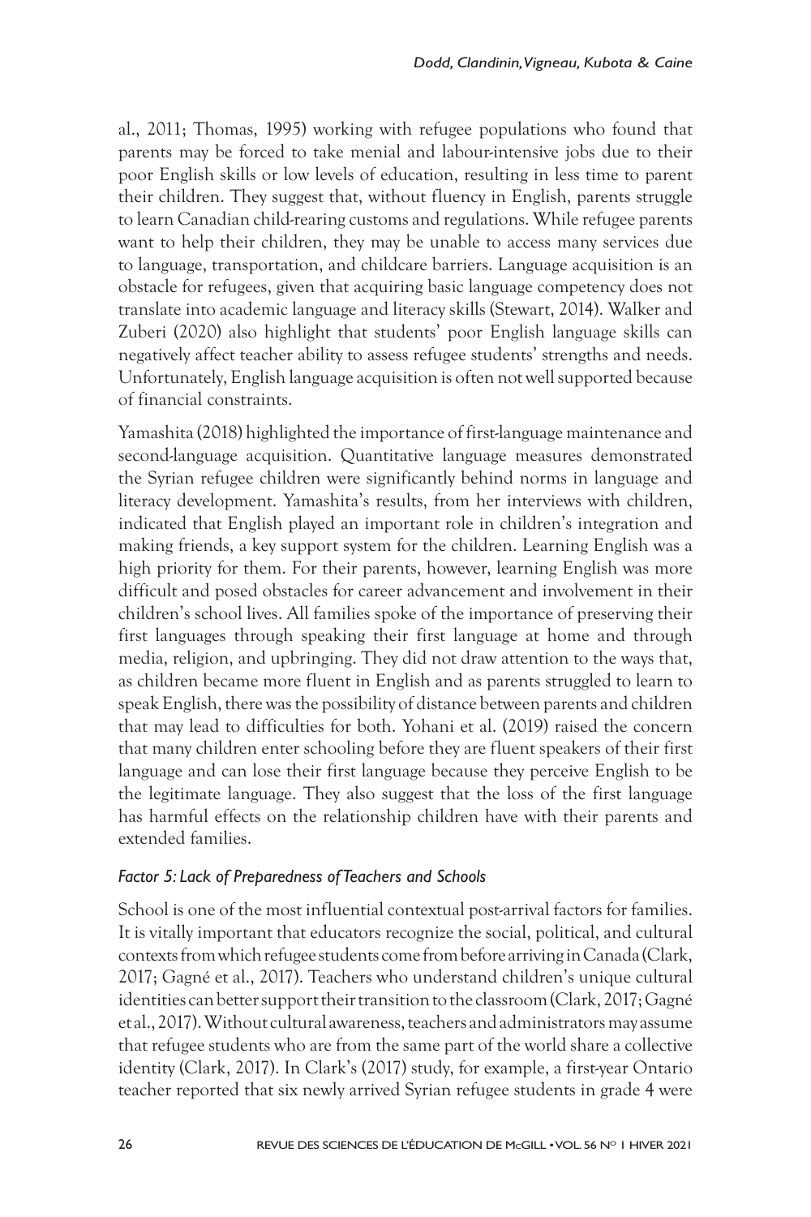al., 2011; Thomas, 1995) working with refugee populations who found that parents may be forced to take menial and labour-intensive jobs due to their poor English skills or low levels of education, resulting in less time to parent their children. They suggest that, without fluency in English, parents struggle to learn Canadian child-rearing customs and regulations. While refugee parents want to help their children, they may be unable to access many services due to language, transportation, and childcare barriers. Language acquisition is an obstacle for refugees, given that acquiring basic language competency does not translate into academic language and literacy skills (Stewart, 2014). Walker and Zuberi (2020) also highlight that students' poor English language skills can negatively affect teacher ability to assess refugee students' strengths and needs. Unfortunately, English language acquisition is often not well supported because of financial constraints.

Yamashita (2018) highlighted the importance of first-language maintenance and second-language acquisition. Quantitative language measures demonstrated the Syrian refugee children were significantly behind norms in language and literacy development. Yamashita's results, from her interviews with children, indicated that English played an important role in children's integration and making friends, a key support system for the children. Learning English was a high priority for them. For their parents, however, learning English was more difficult and posed obstacles for career advancement and involvement in their children's school lives. All families spoke of the importance of preserving their first languages through speaking their first language at home and through media, religion, and upbringing. They did not draw attention to the ways that, as children became more fluent in English and as parents struggled to learn to speak English, there was the possibility of distance between parents and children that may lead to difficulties for both. Yohani et al. (2019) raised the concern that many children enter schooling before they are fluent speakers of their first language and can lose their first language because they perceive English to be the legitimate language. They also suggest that the loss of the first language has harmful effects on the relationship children have with their parents and extended families.

#### *Factor 5: Lack of Preparedness of Teachers and Schools*

School is one of the most influential contextual post-arrival factors for families. It is vitally important that educators recognize the social, political, and cultural contexts from which refugee students come from before arriving in Canada (Clark, 2017; Gagné et al., 2017). Teachers who understand children's unique cultural identities can better support their transition to the classroom (Clark, 2017; Gagné et al., 2017). Without cultural awareness, teachers and administrators may assume that refugee students who are from the same part of the world share a collective identity (Clark, 2017). In Clark's (2017) study, for example, a first-year Ontario teacher reported that six newly arrived Syrian refugee students in grade 4 were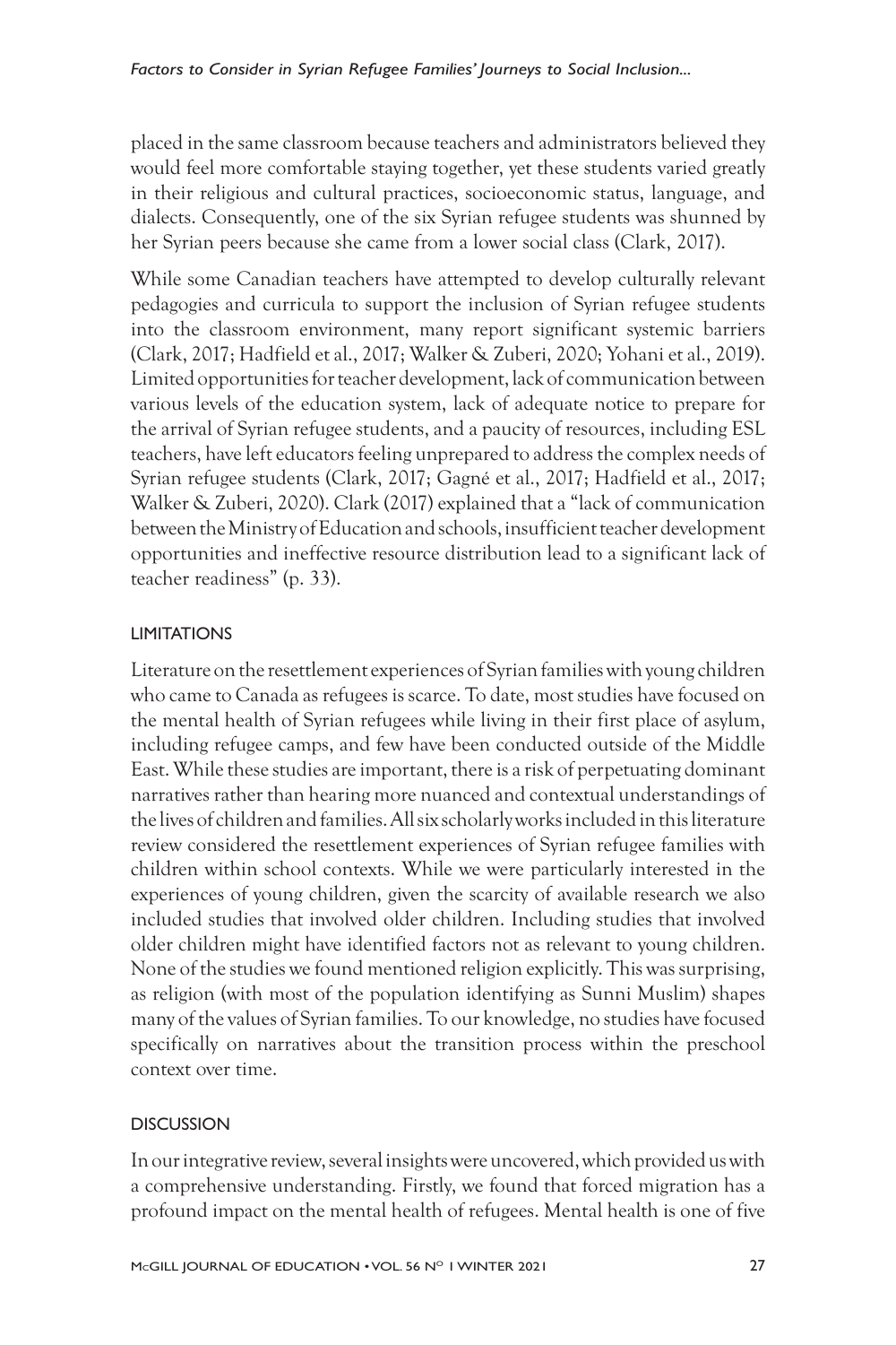placed in the same classroom because teachers and administrators believed they would feel more comfortable staying together, yet these students varied greatly in their religious and cultural practices, socioeconomic status, language, and dialects. Consequently, one of the six Syrian refugee students was shunned by her Syrian peers because she came from a lower social class (Clark, 2017).

While some Canadian teachers have attempted to develop culturally relevant pedagogies and curricula to support the inclusion of Syrian refugee students into the classroom environment, many report significant systemic barriers (Clark, 2017; Hadfield et al., 2017; Walker & Zuberi, 2020; Yohani et al., 2019). Limited opportunities for teacher development, lack of communication between various levels of the education system, lack of adequate notice to prepare for the arrival of Syrian refugee students, and a paucity of resources, including ESL teachers, have left educators feeling unprepared to address the complex needs of Syrian refugee students (Clark, 2017; Gagné et al., 2017; Hadfield et al., 2017; Walker & Zuberi, 2020). Clark (2017) explained that a "lack of communication between the Ministry of Education and schools, insufficient teacher development opportunities and ineffective resource distribution lead to a significant lack of teacher readiness" (p. 33).

## LIMITATIONS

Literature on the resettlement experiences of Syrian families with young children who came to Canada as refugees is scarce. To date, most studies have focused on the mental health of Syrian refugees while living in their first place of asylum, including refugee camps, and few have been conducted outside of the Middle East. While these studies are important, there is a risk of perpetuating dominant narratives rather than hearing more nuanced and contextual understandings of the lives of children and families. All six scholarly works included in this literature review considered the resettlement experiences of Syrian refugee families with children within school contexts. While we were particularly interested in the experiences of young children, given the scarcity of available research we also included studies that involved older children. Including studies that involved older children might have identified factors not as relevant to young children. None of the studies we found mentioned religion explicitly. This was surprising, as religion (with most of the population identifying as Sunni Muslim) shapes many of the values of Syrian families. To our knowledge, no studies have focused specifically on narratives about the transition process within the preschool context over time.

## DISCUSSION

In our integrative review, several insights were uncovered, which provided us with a comprehensive understanding. Firstly, we found that forced migration has a profound impact on the mental health of refugees. Mental health is one of five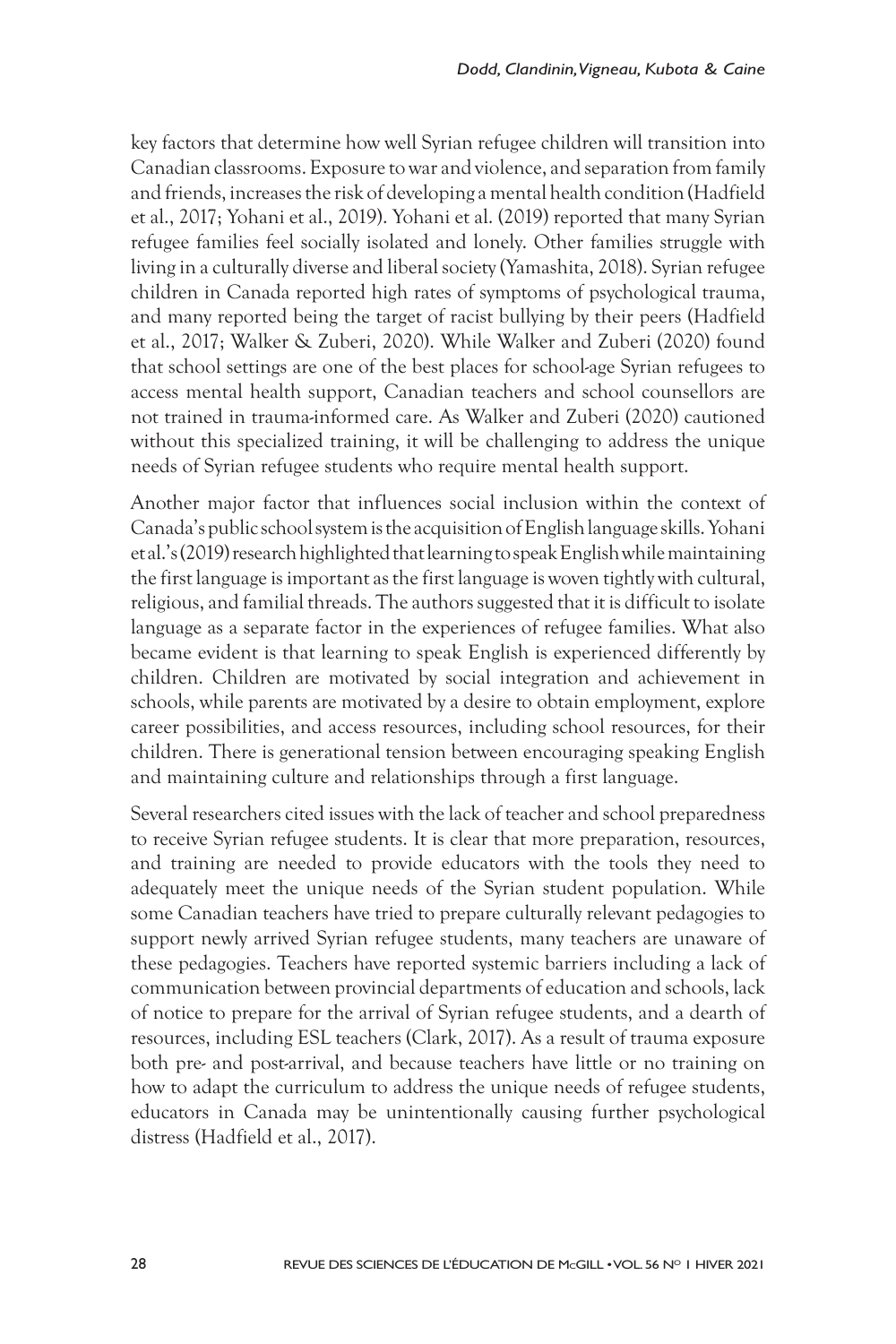key factors that determine how well Syrian refugee children will transition into Canadian classrooms. Exposure to war and violence, and separation from family and friends, increases the risk of developing a mental health condition (Hadfield et al., 2017; Yohani et al., 2019). Yohani et al. (2019) reported that many Syrian refugee families feel socially isolated and lonely. Other families struggle with living in a culturally diverse and liberal society (Yamashita, 2018). Syrian refugee children in Canada reported high rates of symptoms of psychological trauma, and many reported being the target of racist bullying by their peers (Hadfield et al., 2017; Walker & Zuberi, 2020). While Walker and Zuberi (2020) found that school settings are one of the best places for school-age Syrian refugees to access mental health support, Canadian teachers and school counsellors are not trained in trauma-informed care. As Walker and Zuberi (2020) cautioned without this specialized training, it will be challenging to address the unique needs of Syrian refugee students who require mental health support.

Another major factor that influences social inclusion within the context of Canada's public school system is the acquisition of English language skills. Yohani et al.'s (2019) research highlighted that learning to speak English while maintaining the first language is important as the first language is woven tightly with cultural, religious, and familial threads. The authors suggested that it is difficult to isolate language as a separate factor in the experiences of refugee families. What also became evident is that learning to speak English is experienced differently by children. Children are motivated by social integration and achievement in schools, while parents are motivated by a desire to obtain employment, explore career possibilities, and access resources, including school resources, for their children. There is generational tension between encouraging speaking English and maintaining culture and relationships through a first language.

Several researchers cited issues with the lack of teacher and school preparedness to receive Syrian refugee students. It is clear that more preparation, resources, and training are needed to provide educators with the tools they need to adequately meet the unique needs of the Syrian student population. While some Canadian teachers have tried to prepare culturally relevant pedagogies to support newly arrived Syrian refugee students, many teachers are unaware of these pedagogies. Teachers have reported systemic barriers including a lack of communication between provincial departments of education and schools, lack of notice to prepare for the arrival of Syrian refugee students, and a dearth of resources, including ESL teachers (Clark, 2017). As a result of trauma exposure both pre- and post-arrival, and because teachers have little or no training on how to adapt the curriculum to address the unique needs of refugee students, educators in Canada may be unintentionally causing further psychological distress (Hadfield et al., 2017).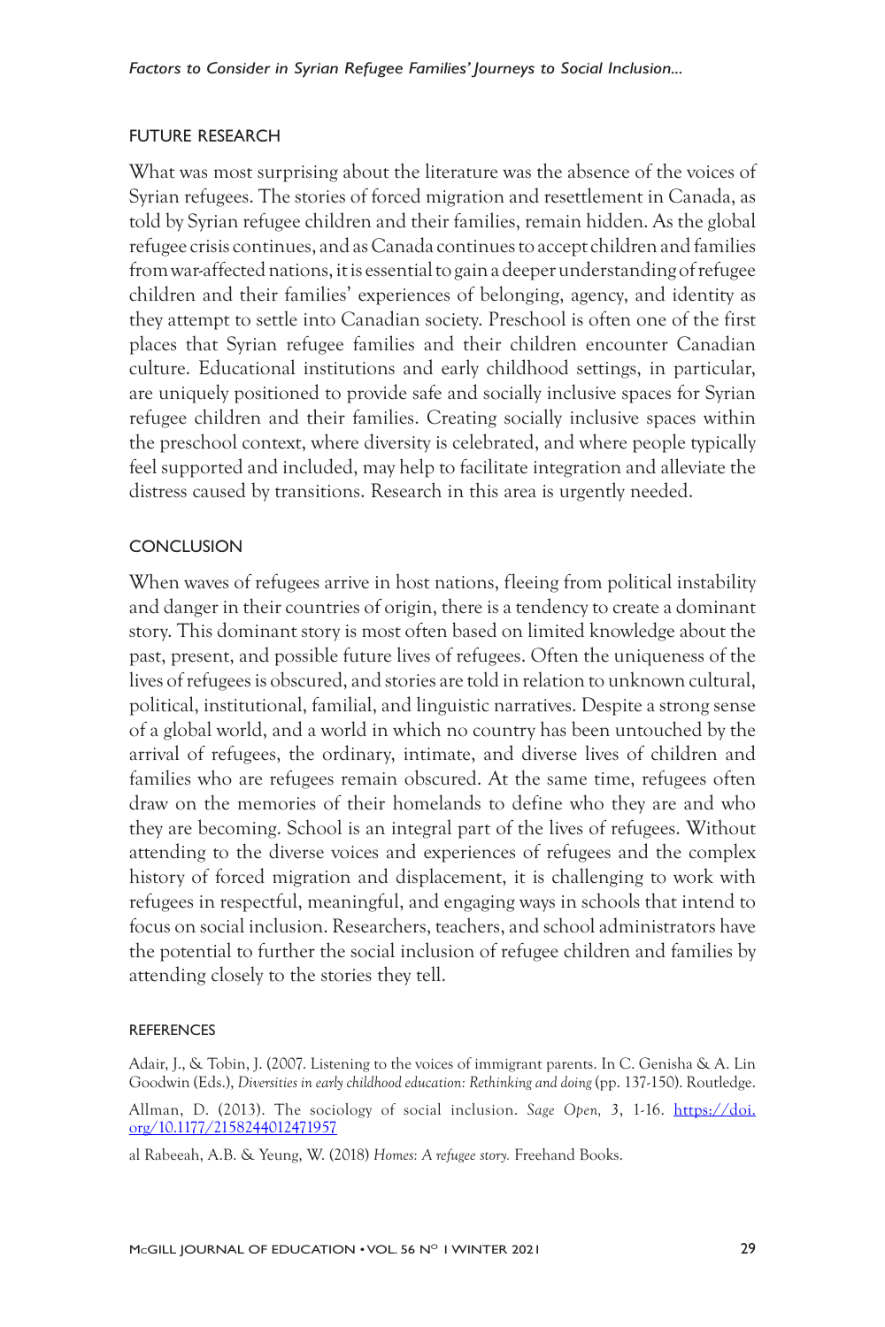## FUTURE RESEARCH

What was most surprising about the literature was the absence of the voices of Syrian refugees. The stories of forced migration and resettlement in Canada, as told by Syrian refugee children and their families, remain hidden. As the global refugee crisis continues, and as Canada continues to accept children and families from war-affected nations, it is essential to gain a deeper understanding of refugee children and their families' experiences of belonging, agency, and identity as they attempt to settle into Canadian society. Preschool is often one of the first places that Syrian refugee families and their children encounter Canadian culture. Educational institutions and early childhood settings, in particular, are uniquely positioned to provide safe and socially inclusive spaces for Syrian refugee children and their families. Creating socially inclusive spaces within the preschool context, where diversity is celebrated, and where people typically feel supported and included, may help to facilitate integration and alleviate the distress caused by transitions. Research in this area is urgently needed.

## CONCLUSION

When waves of refugees arrive in host nations, fleeing from political instability and danger in their countries of origin, there is a tendency to create a dominant story. This dominant story is most often based on limited knowledge about the past, present, and possible future lives of refugees. Often the uniqueness of the lives of refugees is obscured, and stories are told in relation to unknown cultural, political, institutional, familial, and linguistic narratives. Despite a strong sense of a global world, and a world in which no country has been untouched by the arrival of refugees, the ordinary, intimate, and diverse lives of children and families who are refugees remain obscured. At the same time, refugees often draw on the memories of their homelands to define who they are and who they are becoming. School is an integral part of the lives of refugees. Without attending to the diverse voices and experiences of refugees and the complex history of forced migration and displacement, it is challenging to work with refugees in respectful, meaningful, and engaging ways in schools that intend to focus on social inclusion. Researchers, teachers, and school administrators have the potential to further the social inclusion of refugee children and families by attending closely to the stories they tell.

## REFERENCES

Adair, J., & Tobin, J. (2007. Listening to the voices of immigrant parents. In C. Genisha & A. Lin Goodwin (Eds.), *Diversities in early childhood education: Rethinking and doing* (pp. 137-150). Routledge.

Allman, D. (2013). The sociology of social inclusion. *Sage Open,* 3, 1-16. https://doi.org/10.1177/2158244012471957

al Rabeeah, A.B. & Yeung, W. (2018) *Homes: A refugee story.* Freehand Books.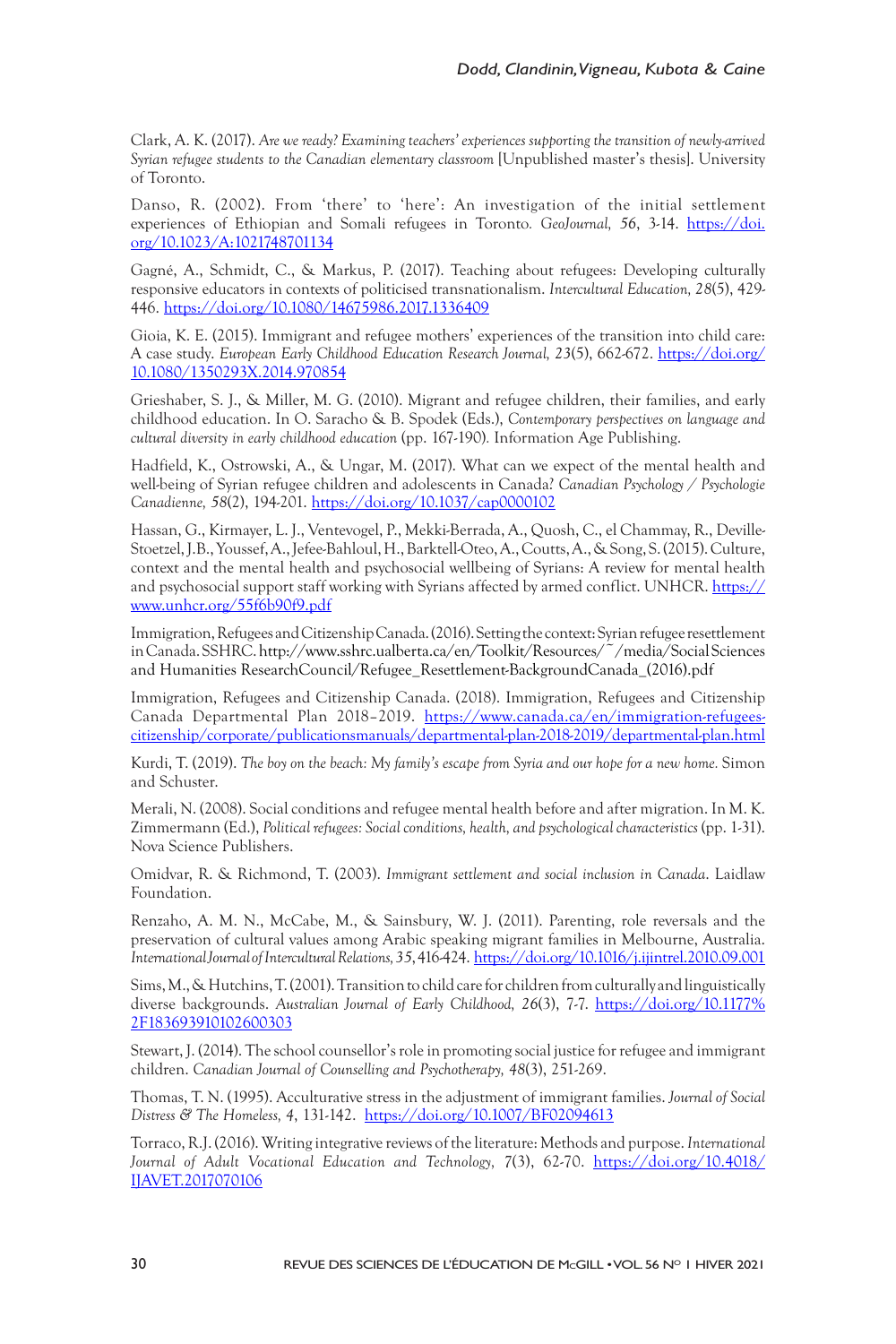Clark, A. K. (2017). *Are we ready? Examining teachers' experiences supporting the transition of newly-arrived Syrian refugee students to the Canadian elementary classroom* [Unpublished master's thesis]. University of Toronto.

Danso, R. (2002). From 'there' to 'here': An investigation of the initial settlement experiences of Ethiopian and Somali refugees in Toronto. *GeoJournal, 56*, 3-14. https://doi.org/10.1023/A:1021748701134

Gagné, A., Schmidt, C., & Markus, P. (2017). Teaching about refugees: Developing culturally responsive educators in contexts of politicised transnationalism. *Intercultural Education, 28*(5), 429-446. https://doi.org/10.1080/14675986.2017.1336409

Gioia, K. E. (2015). Immigrant and refugee mothers' experiences of the transition into child care: A case study. *European Early Childhood Education Research Journal, 23*(5), 662-672. https://doi.org/10.1080/1350293X.2014.970854

Grieshaber, S. J., & Miller, M. G. (2010). Migrant and refugee children, their families, and early childhood education. In O. Saracho & B. Spodek (Eds.), *Contemporary perspectives on language and cultural diversity in early childhood education* (pp. 167-190). Information Age Publishing.

Hadfield, K., Ostrowski, A., & Ungar, M. (2017). What can we expect of the mental health and well-being of Syrian refugee children and adolescents in Canada? *Canadian Psychology / Psychologie Canadienne, 58*(2), 194-201. https://doi.org/10.1037/cap0000102

Hassan, G., Kirmayer, L. J., Ventevogel, P., Mekki-Berrada, A., Quosh, C., el Chammay, R., Deville-Stoetzel, J.B., Youssef, A., Jefee-Bahloul, H., Barktell-Oteo, A., Coutts, A., & Song, S. (2015). Culture, context and the mental health and psychosocial wellbeing of Syrians: A review for mental health and psychosocial support staff working with Syrians affected by armed conflict. UNHCR. https://www.unhcr.org/55f6b90f9.pdf

Immigration, Refugees and Citizenship Canada. (2016). Setting the context: Syrian refugee resettlement in Canada. SSHRC. http://www.sshrc.ualberta.ca/en/Toolkit/Resources/~/media/Social Sciences and Humanities ResearchCouncil/Refugee_Resettlement-BackgroundCanada_(2016).pdf

Immigration, Refugees and Citizenship Canada. (2018). Immigration, Refugees and Citizenship Canada Departmental Plan 2018–2019. https://www.canada.ca/en/immigration-refugees-citizenship/corporate/publicationsmanuals/departmental-plan-2018-2019/departmental-plan.html

Kurdi, T. (2019). *The boy on the beach: My family's escape from Syria and our hope for a new home.* Simon and Schuster.

Merali, N. (2008). Social conditions and refugee mental health before and after migration. In M. K. Zimmermann (Ed.), *Political refugees: Social conditions, health, and psychological characteristics* (pp. 1-31). Nova Science Publishers.

Omidvar, R. & Richmond, T. (2003). *Immigrant settlement and social inclusion in Canada*. Laidlaw Foundation.

Renzaho, A. M. N., McCabe, M., & Sainsbury, W. J. (2011). Parenting, role reversals and the preservation of cultural values among Arabic speaking migrant families in Melbourne, Australia. *International Journal of Intercultural Relations, 35*, 416-424. https://doi.org/10.1016/j.ijintrel.2010.09.001

Sims, M., & Hutchins, T. (2001). Transition to child care for children from culturally and linguistically diverse backgrounds. *Australian Journal of Early Childhood, 26*(3), 7-7. https://doi.org/10.1177%2F183693910102600303

Stewart, J. (2014). The school counsellor's role in promoting social justice for refugee and immigrant children. *Canadian Journal of Counselling and Psychotherapy, 48*(3), 251-269.

Thomas, T. N. (1995). Acculturative stress in the adjustment of immigrant families. *Journal of Social Distress & The Homeless, 4*, 131-142. https://doi.org/10.1007/BF02094613

Torraco, R.J. (2016). Writing integrative reviews of the literature: Methods and purpose. *International Journal of Adult Vocational Education and Technology, 7*(3), 62-70. https://doi.org/10.4018/IJAVET.2017070106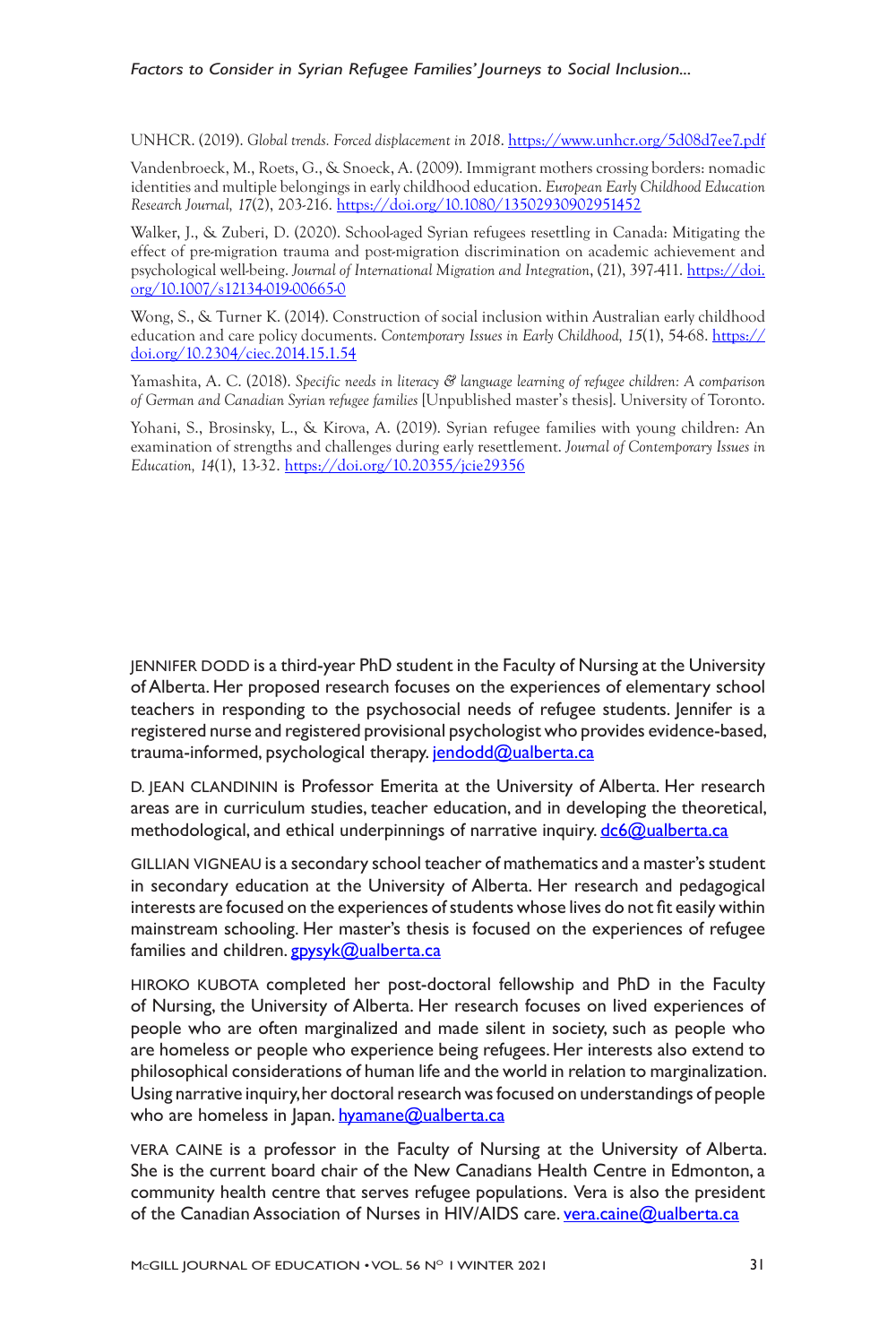UNHCR. (2019). *Global trends. Forced displacement in 2018*. https://www.unhcr.org/5d08d7ee7.pdf

Vandenbroeck, M., Roets, G., & Snoeck, A. (2009). Immigrant mothers crossing borders: nomadic identities and multiple belongings in early childhood education. *European Early Childhood Education Research Journal, 17*(2), 203-216. https://doi.org/10.1080/13502930902951452

Walker, J., & Zuberi, D. (2020). School-aged Syrian refugees resettling in Canada: Mitigating the effect of pre-migration trauma and post-migration discrimination on academic achievement and psychological well-being. *Journal of International Migration and Integration*, (21), 397-411. https://doi.org/10.1007/s12134-019-00665-0

Wong, S., & Turner K. (2014). Construction of social inclusion within Australian early childhood education and care policy documents. *Contemporary Issues in Early Childhood, 15*(1), 54-68. https://doi.org/10.2304/ciec.2014.15.1.54

Yamashita, A. C. (2018). *Specific needs in literacy & language learning of refugee children: A comparison of German and Canadian Syrian refugee families* [Unpublished master's thesis]. University of Toronto.

Yohani, S., Brosinsky, L., & Kirova, A. (2019). Syrian refugee families with young children: An examination of strengths and challenges during early resettlement. *Journal of Contemporary Issues in Education, 14*(1), 13-32. https://doi.org/10.20355/jcie29356

JENNIFER DODD is a third-year PhD student in the Faculty of Nursing at the University of Alberta. Her proposed research focuses on the experiences of elementary school teachers in responding to the psychosocial needs of refugee students. Jennifer is a registered nurse and registered provisional psychologist who provides evidence-based, trauma-informed, psychological therapy. jendodd@ualberta.ca

D. JEAN CLANDININ is Professor Emerita at the University of Alberta. Her research areas are in curriculum studies, teacher education, and in developing the theoretical, methodological, and ethical underpinnings of narrative inquiry. dc6@ualberta.ca

GILLIAN VIGNEAU is a secondary school teacher of mathematics and a master's student in secondary education at the University of Alberta. Her research and pedagogical interests are focused on the experiences of students whose lives do not fit easily within mainstream schooling. Her master's thesis is focused on the experiences of refugee families and children. gpysyk@ualberta.ca

HIROKO KUBOTA completed her post-doctoral fellowship and PhD in the Faculty of Nursing, the University of Alberta. Her research focuses on lived experiences of people who are often marginalized and made silent in society, such as people who are homeless or people who experience being refugees. Her interests also extend to philosophical considerations of human life and the world in relation to marginalization. Using narrative inquiry, her doctoral research was focused on understandings of people who are homeless in Japan. hyamane@ualberta.ca

VERA CAINE is a professor in the Faculty of Nursing at the University of Alberta. She is the current board chair of the New Canadians Health Centre in Edmonton, a community health centre that serves refugee populations. Vera is also the president of the Canadian Association of Nurses in HIV/AIDS care. vera.caine@ualberta.ca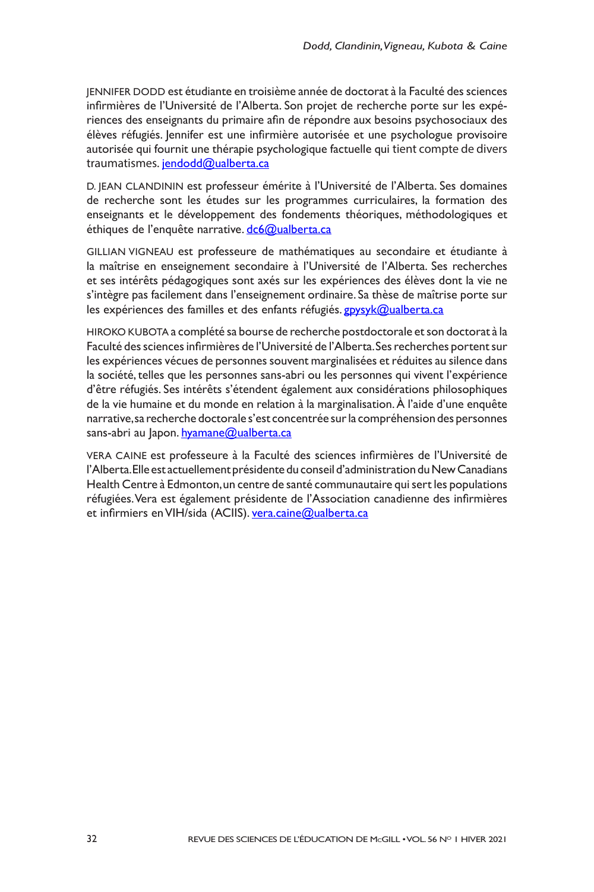JENNIFER DODD est étudiante en troisième année de doctorat à la Faculté des sciences infirmières de l'Université de l'Alberta. Son projet de recherche porte sur les expériences des enseignants du primaire afin de répondre aux besoins psychosociaux des élèves réfugiés. Jennifer est une infirmière autorisée et une psychologue provisoire autorisée qui fournit une thérapie psychologique factuelle qui tient compte de divers traumatismes. jendodd@ualberta.ca

D. JEAN CLANDININ est professeur émérite à l'Université de l'Alberta. Ses domaines de recherche sont les études sur les programmes curriculaires, la formation des enseignants et le développement des fondements théoriques, méthodologiques et éthiques de l'enquête narrative. dc6@ualberta.ca

GILLIAN VIGNEAU est professeure de mathématiques au secondaire et étudiante à la maîtrise en enseignement secondaire à l'Université de l'Alberta. Ses recherches et ses intérêts pédagogiques sont axés sur les expériences des élèves dont la vie ne s'intègre pas facilement dans l'enseignement ordinaire. Sa thèse de maîtrise porte sur les expériences des familles et des enfants réfugiés. gpysyk@ualberta.ca

HIROKO KUBOTA a complété sa bourse de recherche postdoctorale et son doctorat à la Faculté des sciences infirmières de l'Université de l'Alberta. Ses recherches portent sur les expériences vécues de personnes souvent marginalisées et réduites au silence dans la société, telles que les personnes sans-abri ou les personnes qui vivent l'expérience d'être réfugiés. Ses intérêts s'étendent également aux considérations philosophiques de la vie humaine et du monde en relation à la marginalisation. À l'aide d'une enquête narrative, sa recherche doctorale s'est concentrée sur la compréhension des personnes sans-abri au Japon. hyamane@ualberta.ca

VERA CAINE est professeure à la Faculté des sciences infirmières de l'Université de l'Alberta. Elle est actuellement présidente du conseil d'administration du New Canadians Health Centre à Edmonton, un centre de santé communautaire qui sert les populations réfugiées. Vera est également présidente de l'Association canadienne des infirmières et infirmiers en VIH/sida (ACIIS). vera.caine@ualberta.ca